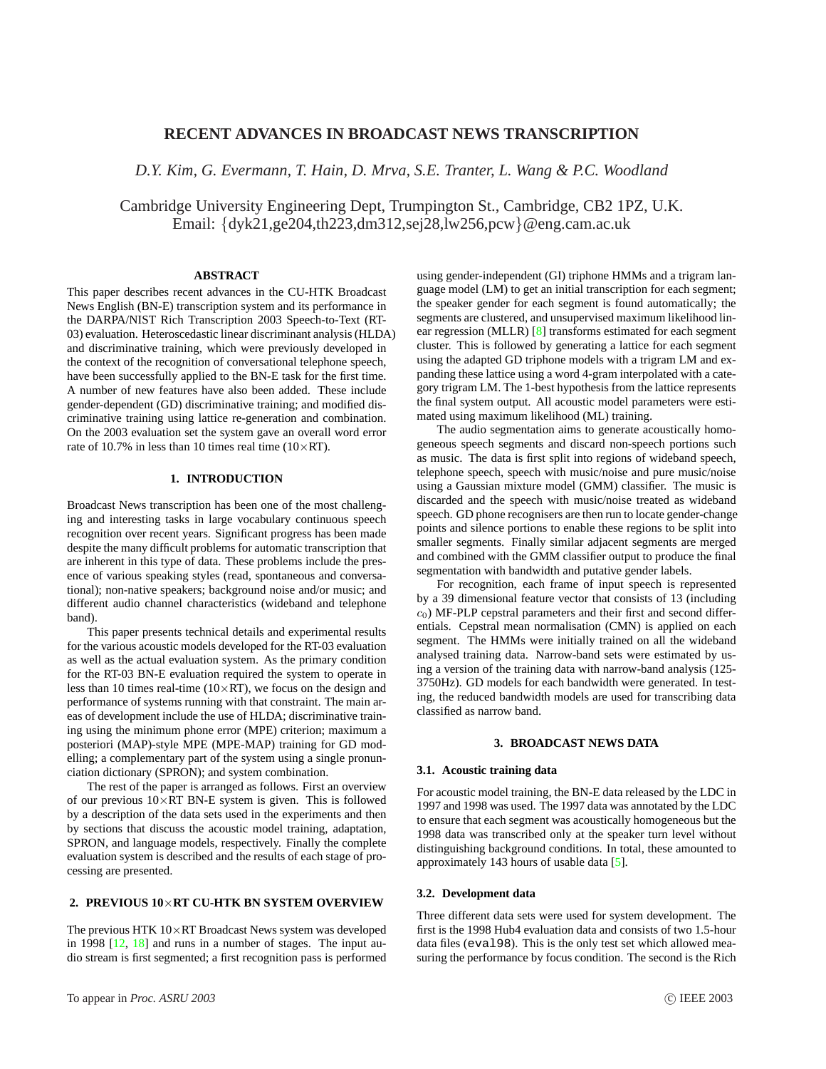# RECENT ADVANCES IN BROADCAST NEWS TRANSCRIPTION

*D.Y. Kim, G. Evermann, T. Hain, D. Mrva, S.E. Tranter, L. Wang & P.C. Woodland*

Cambridge University Engineering Dept, Trumpington St., Cambridge, CB2 1PZ, U.K.
Email: {dyk21,ge204,th223,dm312,sej28,lw256,pcw}@eng.cam.ac.uk

## ABSTRACT

This paper describes recent advances in the CU-HTK Broadcast News English (BN-E) transcription system and its performance in the DARPA/NIST Rich Transcription 2003 Speech-to-Text (RT-03) evaluation. Heteroscedastic linear discriminant analysis (HLDA) and discriminative training, which were previously developed in the context of the recognition of conversational telephone speech, have been successfully applied to the BN-E task for the first time. A number of new features have also been added. These include gender-dependent (GD) discriminative training; and modified discriminative training using lattice re-generation and combination. On the 2003 evaluation set the system gave an overall word error rate of 10.7% in less than 10 times real time (10×RT).

## 1. INTRODUCTION

Broadcast News transcription has been one of the most challenging and interesting tasks in large vocabulary continuous speech recognition over recent years. Significant progress has been made despite the many difficult problems for automatic transcription that are inherent in this type of data. These problems include the presence of various speaking styles (read, spontaneous and conversational); non-native speakers; background noise and/or music; and different audio channel characteristics (wideband and telephone band).

This paper presents technical details and experimental results for the various acoustic models developed for the RT-03 evaluation as well as the actual evaluation system. As the primary condition for the RT-03 BN-E evaluation required the system to operate in less than 10 times real-time (10×RT), we focus on the design and performance of systems running with that constraint. The main areas of development include the use of HLDA; discriminative training using the minimum phone error (MPE) criterion; maximum a posteriori (MAP)-style MPE (MPE-MAP) training for GD modelling; a complementary part of the system using a single pronunciation dictionary (SPRON); and system combination.

The rest of the paper is arranged as follows. First an overview of our previous 10×RT BN-E system is given. This is followed by a description of the data sets used in the experiments and then by sections that discuss the acoustic model training, adaptation, SPRON, and language models, respectively. Finally the complete evaluation system is described and the results of each stage of processing are presented.

## 2. PREVIOUS 10×RT CU-HTK BN SYSTEM OVERVIEW

The previous HTK 10×RT Broadcast News system was developed in 1998 [12, 18] and runs in a number of stages. The input audio stream is first segmented; a first recognition pass is performed using gender-independent (GI) triphone HMMs and a trigram language model (LM) to get an initial transcription for each segment; the speaker gender for each segment is found automatically; the segments are clustered, and unsupervised maximum likelihood linear regression (MLLR) [8] transforms estimated for each segment cluster. This is followed by generating a lattice for each segment using the adapted GD triphone models with a trigram LM and expanding these lattice using a word 4-gram interpolated with a category trigram LM. The 1-best hypothesis from the lattice represents the final system output. All acoustic model parameters were estimated using maximum likelihood (ML) training.

The audio segmentation aims to generate acoustically homogeneous speech segments and discard non-speech portions such as music. The data is first split into regions of wideband speech, telephone speech, speech with music/noise and pure music/noise using a Gaussian mixture model (GMM) classifier. The music is discarded and the speech with music/noise treated as wideband speech. GD phone recognisers are then run to locate gender-change points and silence portions to enable these regions to be split into smaller segments. Finally similar adjacent segments are merged and combined with the GMM classifier output to produce the final segmentation with bandwidth and putative gender labels.

For recognition, each frame of input speech is represented by a 39 dimensional feature vector that consists of 13 (including $c_0$) MF-PLP cepstral parameters and their first and second differentials. Cepstral mean normalisation (CMN) is applied on each segment. The HMMs were initially trained on all the wideband analysed training data. Narrow-band sets were estimated by using a version of the training data with narrow-band analysis (125-3750Hz). GD models for each bandwidth were generated. In testing, the reduced bandwidth models are used for transcribing data classified as narrow band.

## 3. BROADCAST NEWS DATA

### 3.1. Acoustic training data

For acoustic model training, the BN-E data released by the LDC in 1997 and 1998 was used. The 1997 data was annotated by the LDC to ensure that each segment was acoustically homogeneous but the 1998 data was transcribed only at the speaker turn level without distinguishing background conditions. In total, these amounted to approximately 143 hours of usable data [5].

### 3.2. Development data

Three different data sets were used for system development. The first is the 1998 Hub4 evaluation data and consists of two 1.5-hour data files (`eval98`). This is the only test set which allowed measuring the performance by focus condition. The second is the Rich

To appear in *Proc. ASRU 2003* © IEEE 2003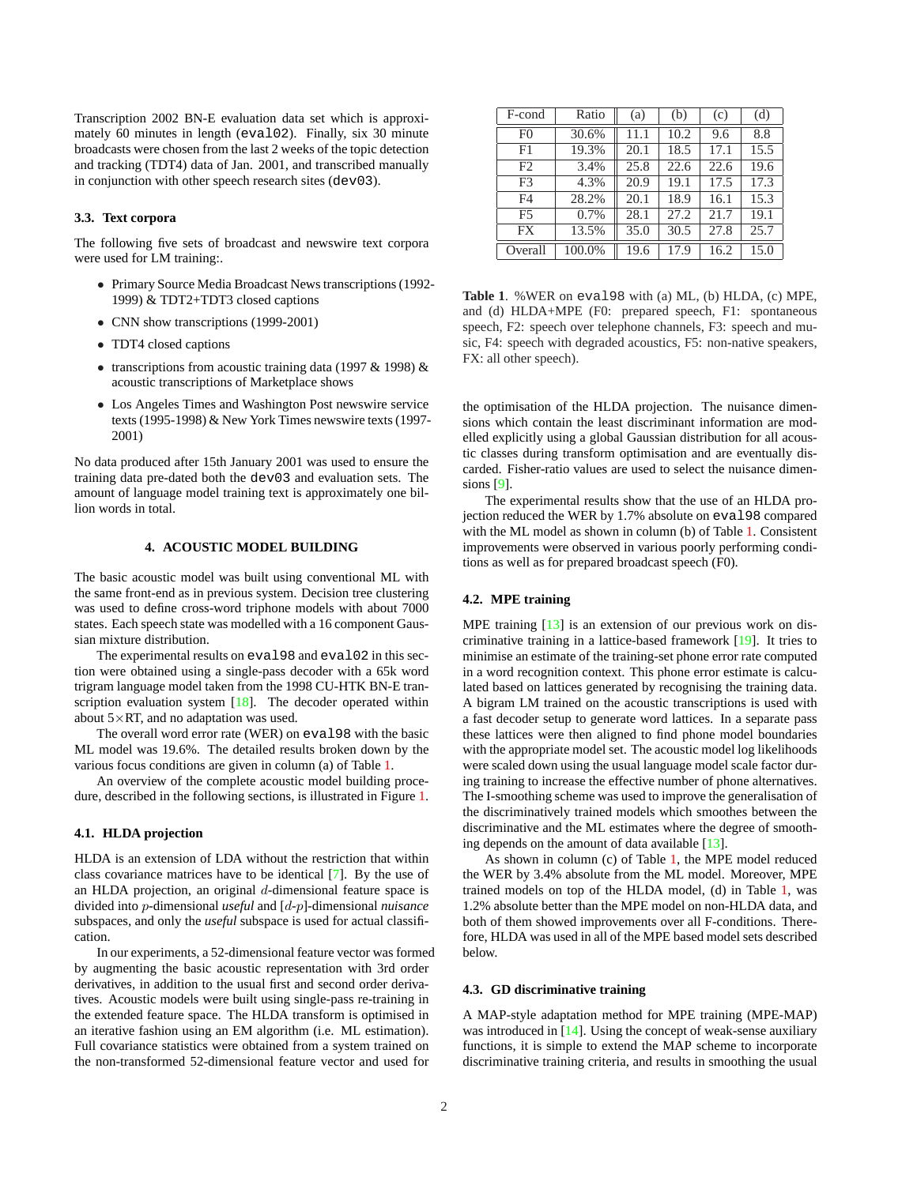Transcription 2002 BN-E evaluation data set which is approximately 60 minutes in length (eval02). Finally, six 30 minute broadcasts were chosen from the last 2 weeks of the topic detection and tracking (TDT4) data of Jan. 2001, and transcribed manually in conjunction with other speech research sites (dev03).

### 3.3. Text corpora

The following five sets of broadcast and newswire text corpora were used for LM training:.

- Primary Source Media Broadcast News transcriptions (1992-1999) & TDT2+TDT3 closed captions
- CNN show transcriptions (1999-2001)
- TDT4 closed captions
- transcriptions from acoustic training data (1997 & 1998) & acoustic transcriptions of Marketplace shows
- Los Angeles Times and Washington Post newswire service texts (1995-1998) & New York Times newswire texts (1997-2001)

No data produced after 15th January 2001 was used to ensure the training data pre-dated both the dev03 and evaluation sets. The amount of language model training text is approximately one billion words in total.

## 4. ACOUSTIC MODEL BUILDING

The basic acoustic model was built using conventional ML with the same front-end as in previous system. Decision tree clustering was used to define cross-word triphone models with about 7000 states. Each speech state was modelled with a 16 component Gaussian mixture distribution.

The experimental results on eval98 and eval02 in this section were obtained using a single-pass decoder with a 65k word trigram language model taken from the 1998 CU-HTK BN-E transcription evaluation system [18]. The decoder operated within about 5×RT, and no adaptation was used.

The overall word error rate (WER) on eval98 with the basic ML model was 19.6%. The detailed results broken down by the various focus conditions are given in column (a) of Table 1.

An overview of the complete acoustic model building procedure, described in the following sections, is illustrated in Figure 1.

### 4.1. HLDA projection

HLDA is an extension of LDA without the restriction that within class covariance matrices have to be identical [7]. By the use of an HLDA projection, an original $d$-dimensional feature space is divided into $p$-dimensional *useful* and $[d$-$p]$-dimensional *nuisance* subspaces, and only the *useful* subspace is used for actual classification.

In our experiments, a 52-dimensional feature vector was formed by augmenting the basic acoustic representation with 3rd order derivatives, in addition to the usual first and second order derivatives. Acoustic models were built using single-pass re-training in the extended feature space. The HLDA transform is optimised in an iterative fashion using an EM algorithm (i.e. ML estimation). Full covariance statistics were obtained from a system trained on the non-transformed 52-dimensional feature vector and used for the optimisation of the HLDA projection. The nuisance dimensions which contain the least discriminant information are modelled explicitly using a global Gaussian distribution for all acoustic classes during transform optimisation and are eventually discarded. Fisher-ratio values are used to select the nuisance dimensions [9].

| F-cond | Ratio | (a) | (b) | (c) | (d) |
|---|---|---|---|---|---|
| F0 | 30.6% | 11.1 | 10.2 | 9.6 | 8.8 |
| F1 | 19.3% | 20.1 | 18.5 | 17.1 | 15.5 |
| F2 | 3.4% | 25.8 | 22.6 | 22.6 | 19.6 |
| F3 | 4.3% | 20.9 | 19.1 | 17.5 | 17.3 |
| F4 | 28.2% | 20.1 | 18.9 | 16.1 | 15.3 |
| F5 | 0.7% | 28.1 | 27.2 | 21.7 | 19.1 |
| FX | 13.5% | 35.0 | 30.5 | 27.8 | 25.7 |
| Overall | 100.0% | 19.6 | 17.9 | 16.2 | 15.0 |

**Table 1**. %WER on eval98 with (a) ML, (b) HLDA, (c) MPE, and (d) HLDA+MPE (F0: prepared speech, F1: spontaneous speech, F2: speech over telephone channels, F3: speech and music, F4: speech with degraded acoustics, F5: non-native speakers, FX: all other speech).

The experimental results show that the use of an HLDA projection reduced the WER by 1.7% absolute on eval98 compared with the ML model as shown in column (b) of Table 1. Consistent improvements were observed in various poorly performing conditions as well as for prepared broadcast speech (F0).

### 4.2. MPE training

MPE training [13] is an extension of our previous work on discriminative training in a lattice-based framework [19]. It tries to minimise an estimate of the training-set phone error rate computed in a word recognition context. This phone error estimate is calculated based on lattices generated by recognising the training data. A bigram LM trained on the acoustic transcriptions is used with a fast decoder setup to generate word lattices. In a separate pass these lattices were then aligned to find phone model boundaries with the appropriate model set. The acoustic model log likelihoods were scaled down using the usual language model scale factor during training to increase the effective number of phone alternatives. The I-smoothing scheme was used to improve the generalisation of the discriminatively trained models which smoothes between the discriminative and the ML estimates where the degree of smoothing depends on the amount of data available [13].

As shown in column (c) of Table 1, the MPE model reduced the WER by 3.4% absolute from the ML model. Moreover, MPE trained models on top of the HLDA model, (d) in Table 1, was 1.2% absolute better than the MPE model on non-HLDA data, and both of them showed improvements over all F-conditions. Therefore, HLDA was used in all of the MPE based model sets described below.

### 4.3. GD discriminative training

A MAP-style adaptation method for MPE training (MPE-MAP) was introduced in [14]. Using the concept of weak-sense auxiliary functions, it is simple to extend the MAP scheme to incorporate discriminative training criteria, and results in smoothing the usual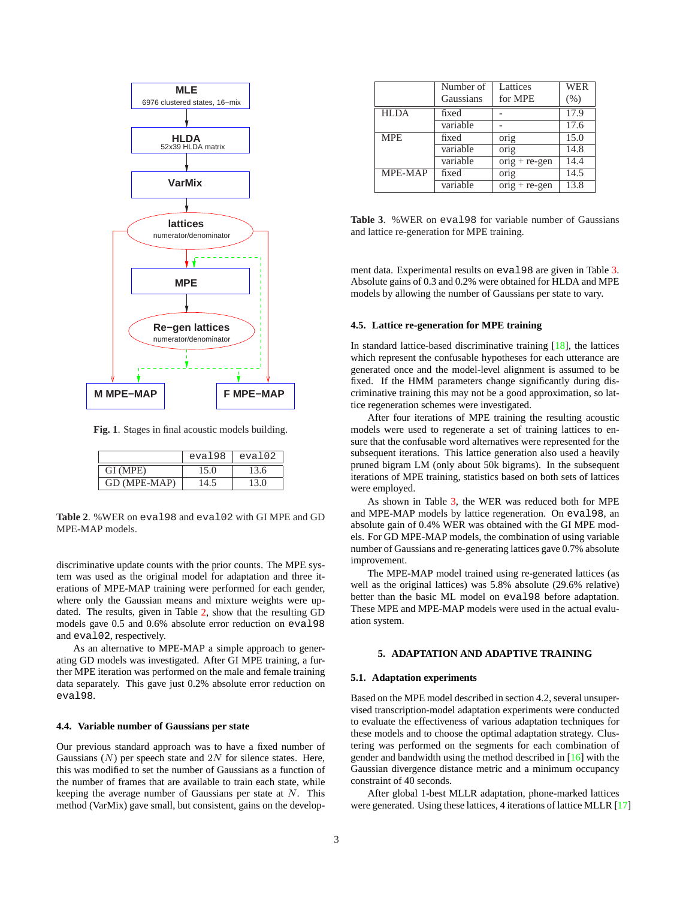MLE
6976 clustered states, 16−mix

HLDA
52x39 HLDA matrix

VarMix

lattices
numerator/denominator

MPE

Re−gen lattices
numerator/denominator

M MPE−MAP

F MPE−MAP

**Fig. 1**. Stages in final acoustic models building.

| | eval98 | eval02 |
|---|---|---|
| GI (MPE) | 15.0 | 13.6 |
| GD (MPE-MAP) | 14.5 | 13.0 |

**Table 2**. %WER on eval98 and eval02 with GI MPE and GD MPE-MAP models.

discriminative update counts with the prior counts. The MPE system was used as the original model for adaptation and three iterations of MPE-MAP training were performed for each gender, where only the Gaussian means and mixture weights were updated. The results, given in Table 2, show that the resulting GD models gave 0.5 and 0.6% absolute error reduction on eval98 and eval02, respectively.

As an alternative to MPE-MAP a simple approach to generating GD models was investigated. After GI MPE training, a further MPE iteration was performed on the male and female training data separately. This gave just 0.2% absolute error reduction on eval98.

### 4.4. Variable number of Gaussians per state

Our previous standard approach was to have a fixed number of Gaussians ($N$) per speech state and $2N$ for silence states. Here, this was modified to set the number of Gaussians as a function of the number of frames that are available to train each state, while keeping the average number of Gaussians per state at $N$. This method (VarMix) gave small, but consistent, gains on the development data. Experimental results on eval98 are given in Table 3. Absolute gains of 0.3 and 0.2% were obtained for HLDA and MPE models by allowing the number of Gaussians per state to vary.

| | Number of Gaussians | Lattices for MPE | WER (%) |
|---|---|---|---|
| HLDA | fixed | - | 17.9 |
| | variable | - | 17.6 |
| MPE | fixed | orig | 15.0 |
| | variable | orig | 14.8 |
| | variable | orig + re-gen | 14.4 |
| MPE-MAP | fixed | orig | 14.5 |
| | variable | orig + re-gen | 13.8 |

**Table 3**. %WER on eval98 for variable number of Gaussians and lattice re-generation for MPE training.

### 4.5. Lattice re-generation for MPE training

In standard lattice-based discriminative training [18], the lattices which represent the confusable hypotheses for each utterance are generated once and the model-level alignment is assumed to be fixed. If the HMM parameters change significantly during discriminative training this may not be a good approximation, so lattice regeneration schemes were investigated.

After four iterations of MPE training the resulting acoustic models were used to regenerate a set of training lattices to ensure that the confusable word alternatives were represented for the subsequent iterations. This lattice generation also used a heavily pruned bigram LM (only about 50k bigrams). In the subsequent iterations of MPE training, statistics based on both sets of lattices were employed.

As shown in Table 3, the WER was reduced both for MPE and MPE-MAP models by lattice regeneration. On eval98, an absolute gain of 0.4% WER was obtained with the GI MPE models. For GD MPE-MAP models, the combination of using variable number of Gaussians and re-generating lattices gave 0.7% absolute improvement.

The MPE-MAP model trained using re-generated lattices (as well as the original lattices) was 5.8% absolute (29.6% relative) better than the basic ML model on eval98 before adaptation. These MPE and MPE-MAP models were used in the actual evaluation system.

## 5. ADAPTATION AND ADAPTIVE TRAINING

### 5.1. Adaptation experiments

Based on the MPE model described in section 4.2, several unsupervised transcription-model adaptation experiments were conducted to evaluate the effectiveness of various adaptation techniques for these models and to choose the optimal adaptation strategy. Clustering was performed on the segments for each combination of gender and bandwidth using the method described in [16] with the Gaussian divergence distance metric and a minimum occupancy constraint of 40 seconds.

After global 1-best MLLR adaptation, phone-marked lattices were generated. Using these lattices, 4 iterations of lattice MLLR [17]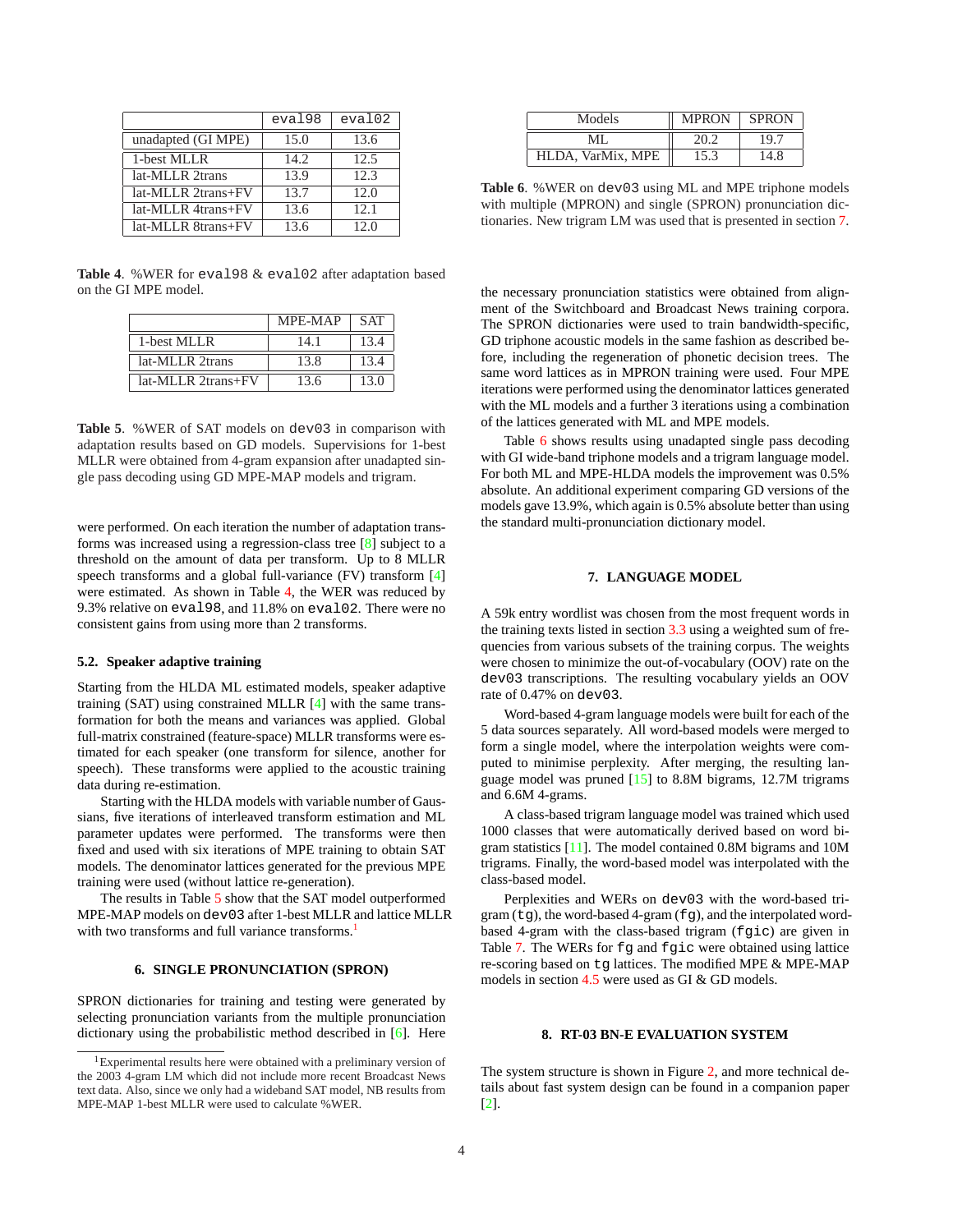| | eval98 | eval02 |
|---|---|---|
| unadapted (GI MPE) | 15.0 | 13.6 |
| 1-best MLLR | 14.2 | 12.5 |
| lat-MLLR 2trans | 13.9 | 12.3 |
| lat-MLLR 2trans+FV | 13.7 | 12.0 |
| lat-MLLR 4trans+FV | 13.6 | 12.1 |
| lat-MLLR 8trans+FV | 13.6 | 12.0 |

**Table 4**. %WER for eval98 & eval02 after adaptation based on the GI MPE model.

| | MPE-MAP | SAT |
|---|---|---|
| 1-best MLLR | 14.1 | 13.4 |
| lat-MLLR 2trans | 13.8 | 13.4 |
| lat-MLLR 2trans+FV | 13.6 | 13.0 |

**Table 5**. %WER of SAT models on dev03 in comparison with adaptation results based on GD models. Supervisions for 1-best MLLR were obtained from 4-gram expansion after unadapted single pass decoding using GD MPE-MAP models and trigram.

were performed. On each iteration the number of adaptation transforms was increased using a regression-class tree [8] subject to a threshold on the amount of data per transform. Up to 8 MLLR speech transforms and a global full-variance (FV) transform [4] were estimated. As shown in Table 4, the WER was reduced by 9.3% relative on eval98, and 11.8% on eval02. There were no consistent gains from using more than 2 transforms.

### 5.2. Speaker adaptive training

Starting from the HLDA ML estimated models, speaker adaptive training (SAT) using constrained MLLR [4] with the same transformation for both the means and variances was applied. Global full-matrix constrained (feature-space) MLLR transforms were estimated for each speaker (one transform for silence, another for speech). These transforms were applied to the acoustic training data during re-estimation.

Starting with the HLDA models with variable number of Gaussians, five iterations of interleaved transform estimation and ML parameter updates were performed. The transforms were then fixed and used with six iterations of MPE training to obtain SAT models. The denominator lattices generated for the previous MPE training were used (without lattice re-generation).

The results in Table 5 show that the SAT model outperformed MPE-MAP models on dev03 after 1-best MLLR and lattice MLLR with two transforms and full variance transforms.[1]

## 6. SINGLE PRONUNCIATION (SPRON)

SPRON dictionaries for training and testing were generated by selecting pronunciation variants from the multiple pronunciation dictionary using the probabilistic method described in [6]. Here the necessary pronunciation statistics were obtained from alignment of the Switchboard and Broadcast News training corpora. The SPRON dictionaries were used to train bandwidth-specific, GD triphone acoustic models in the same fashion as described before, including the regeneration of phonetic decision trees. The same word lattices as in MPRON training were used. Four MPE iterations were performed using the denominator lattices generated with the ML models and a further 3 iterations using a combination of the lattices generated with ML and MPE models.

| Models | MPRON | SPRON |
|---|---|---|
| ML | 20.2 | 19.7 |
| HLDA, VarMix, MPE | 15.3 | 14.8 |

**Table 6**. %WER on dev03 using ML and MPE triphone models with multiple (MPRON) and single (SPRON) pronunciation dictionaries. New trigram LM was used that is presented in section 7.

Table 6 shows results using unadapted single pass decoding with GI wide-band triphone models and a trigram language model. For both ML and MPE-HLDA models the improvement was 0.5% absolute. An additional experiment comparing GD versions of the models gave 13.9%, which again is 0.5% absolute better than using the standard multi-pronunciation dictionary model.

## 7. LANGUAGE MODEL

A 59k entry wordlist was chosen from the most frequent words in the training texts listed in section 3.3 using a weighted sum of frequencies from various subsets of the training corpus. The weights were chosen to minimize the out-of-vocabulary (OOV) rate on the dev03 transcriptions. The resulting vocabulary yields an OOV rate of 0.47% on dev03.

Word-based 4-gram language models were built for each of the 5 data sources separately. All word-based models were merged to form a single model, where the interpolation weights were computed to minimise perplexity. After merging, the resulting language model was pruned [15] to 8.8M bigrams, 12.7M trigrams and 6.6M 4-grams.

A class-based trigram language model was trained which used 1000 classes that were automatically derived based on word bigram statistics [11]. The model contained 0.8M bigrams and 10M trigrams. Finally, the word-based model was interpolated with the class-based model.

Perplexities and WERs on dev03 with the word-based trigram (tg), the word-based 4-gram (fg), and the interpolated word-based 4-gram with the class-based trigram (fgic) are given in Table 7. The WERs for fg and fgic were obtained using lattice re-scoring based on tg lattices. The modified MPE & MPE-MAP models in section 4.5 were used as GI & GD models.

## 8. RT-03 BN-E EVALUATION SYSTEM

The system structure is shown in Figure 2, and more technical details about fast system design can be found in a companion paper [2].

[1] Experimental results here were obtained with a preliminary version of the 2003 4-gram LM which did not include more recent Broadcast News text data. Also, since we only had a wideband SAT model, NB results from MPE-MAP 1-best MLLR were used to calculate %WER.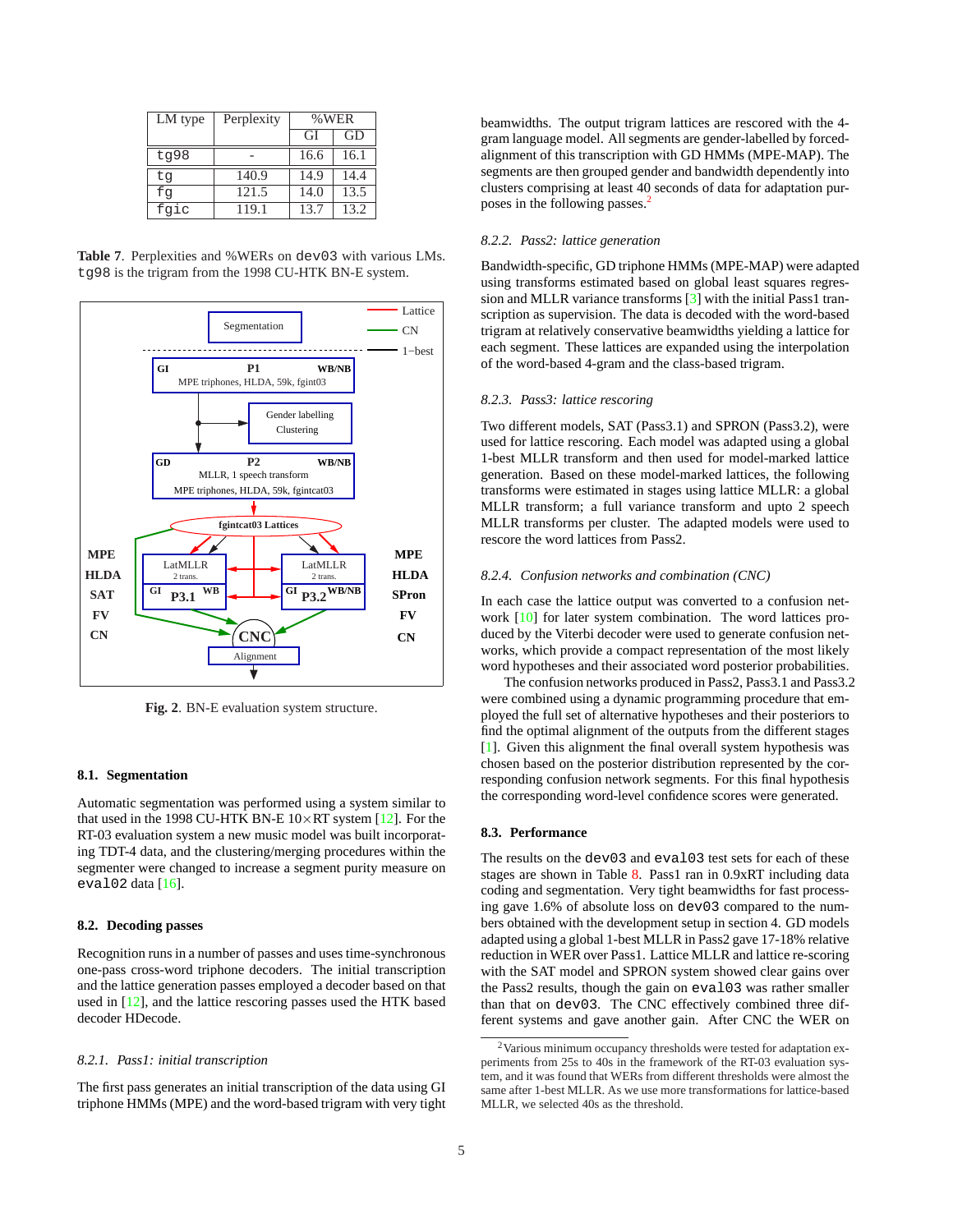| LM type | Perplexity | %WER | |
|---|---|---|---|
| | | GI | GD |
| tg98 | - | 16.6 | 16.1 |
| tg | 140.9 | 14.9 | 14.4 |
| fg | 121.5 | 14.0 | 13.5 |
| fgic | 119.1 | 13.7 | 13.2 |

**Table 7**. Perplexities and %WERs on dev03 with various LMs. tg98 is the trigram from the 1998 CU-HTK BN-E system.

**Fig. 2**. BN-E evaluation system structure.

### 8.1. Segmentation

Automatic segmentation was performed using a system similar to that used in the 1998 CU-HTK BN-E 10×RT system [12]. For the RT-03 evaluation system a new music model was built incorporating TDT-4 data, and the clustering/merging procedures within the segmenter were changed to increase a segment purity measure on eval02 data [16].

### 8.2. Decoding passes

Recognition runs in a number of passes and uses time-synchronous one-pass cross-word triphone decoders. The initial transcription and the lattice generation passes employed a decoder based on that used in [12], and the lattice rescoring passes used the HTK based decoder HDecode.

#### *8.2.1. Pass1: initial transcription*

The first pass generates an initial transcription of the data using GI triphone HMMs (MPE) and the word-based trigram with very tight beamwidths. The output trigram lattices are rescored with the 4-gram language model. All segments are gender-labelled by forced-alignment of this transcription with GD HMMs (MPE-MAP). The segments are then grouped gender and bandwidth dependently into clusters comprising at least 40 seconds of data for adaptation purposes in the following passes.[2]

#### *8.2.2. Pass2: lattice generation*

Bandwidth-specific, GD triphone HMMs (MPE-MAP) were adapted using transforms estimated based on global least squares regression and MLLR variance transforms [3] with the initial Pass1 transcription as supervision. The data is decoded with the word-based trigram at relatively conservative beamwidths yielding a lattice for each segment. These lattices are expanded using the interpolation of the word-based 4-gram and the class-based trigram.

#### *8.2.3. Pass3: lattice rescoring*

Two different models, SAT (Pass3.1) and SPRON (Pass3.2), were used for lattice rescoring. Each model was adapted using a global 1-best MLLR transform and then used for model-marked lattice generation. Based on these model-marked lattices, the following transforms were estimated in stages using lattice MLLR: a global MLLR transform; a full variance transform and upto 2 speech MLLR transforms per cluster. The adapted models were used to rescore the word lattices from Pass2.

#### *8.2.4. Confusion networks and combination (CNC)*

In each case the lattice output was converted to a confusion network [10] for later system combination. The word lattices produced by the Viterbi decoder were used to generate confusion networks, which provide a compact representation of the most likely word hypotheses and their associated word posterior probabilities.

The confusion networks produced in Pass2, Pass3.1 and Pass3.2 were combined using a dynamic programming procedure that employed the full set of alternative hypotheses and their posteriors to find the optimal alignment of the outputs from the different stages [1]. Given this alignment the final overall system hypothesis was chosen based on the posterior distribution represented by the corresponding confusion network segments. For this final hypothesis the corresponding word-level confidence scores were generated.

### 8.3. Performance

The results on the dev03 and eval03 test sets for each of these stages are shown in Table 8. Pass1 ran in 0.9xRT including data coding and segmentation. Very tight beamwidths for fast processing gave 1.6% of absolute loss on dev03 compared to the numbers obtained with the development setup in section 4. GD models adapted using a global 1-best MLLR in Pass2 gave 17-18% relative reduction in WER over Pass1. Lattice MLLR and lattice re-scoring with the SAT model and SPRON system showed clear gains over the Pass2 results, though the gain on eval03 was rather smaller than that on dev03. The CNC effectively combined three different systems and gave another gain. After CNC the WER on

[2] Various minimum occupancy thresholds were tested for adaptation experiments from 25s to 40s in the framework of the RT-03 evaluation system, and it was found that WERs from different thresholds were almost the same after 1-best MLLR. As we use more transformations for lattice-based MLLR, we selected 40s as the threshold.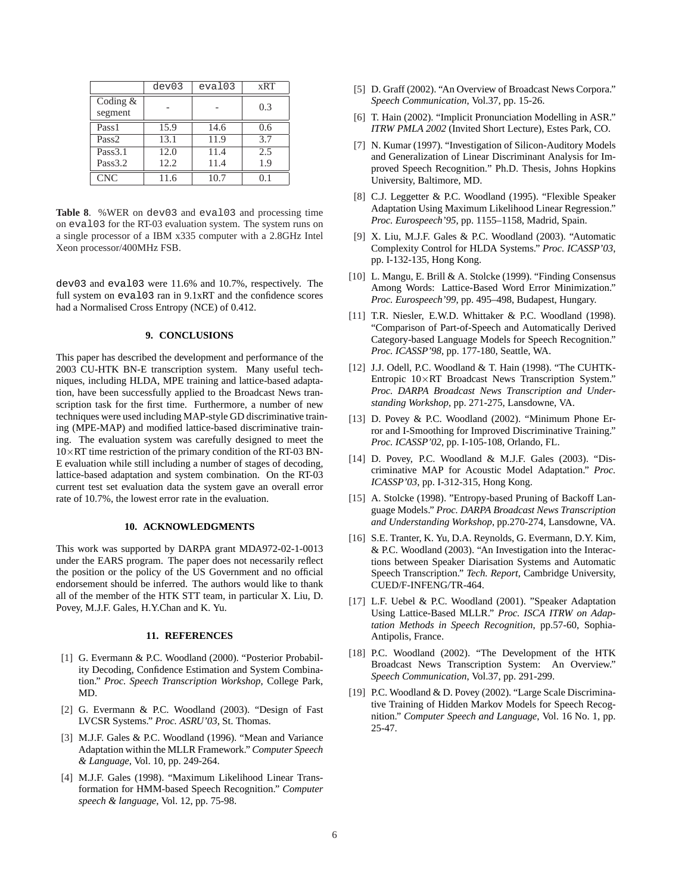| | dev03 | eval03 | xRT |
|---|---|---|---|
| Coding & segment | - | - | 0.3 |
| Pass1 | 15.9 | 14.6 | 0.6 |
| Pass2 | 13.1 | 11.9 | 3.7 |
| Pass3.1 | 12.0 | 11.4 | 2.5 |
| Pass3.2 | 12.2 | 11.4 | 1.9 |
| CNC | 11.6 | 10.7 | 0.1 |

**Table 8**. %WER on dev03 and eval03 and processing time on eval03 for the RT-03 evaluation system. The system runs on a single processor of a IBM x335 computer with a 2.8GHz Intel Xeon processor/400MHz FSB.

dev03 and eval03 were 11.6% and 10.7%, respectively. The full system on eval03 ran in 9.1xRT and the confidence scores had a Normalised Cross Entropy (NCE) of 0.412.

## 9. CONCLUSIONS

This paper has described the development and performance of the 2003 CU-HTK BN-E transcription system. Many useful techniques, including HLDA, MPE training and lattice-based adaptation, have been successfully applied to the Broadcast News transcription task for the first time. Furthermore, a number of new techniques were used including MAP-style GD discriminative training (MPE-MAP) and modified lattice-based discriminative training. The evaluation system was carefully designed to meet the $10\times$RT time restriction of the primary condition of the RT-03 BN-E evaluation while still including a number of stages of decoding, lattice-based adaptation and system combination. On the RT-03 current test set evaluation data the system gave an overall error rate of 10.7%, the lowest error rate in the evaluation.

## 10. ACKNOWLEDGMENTS

This work was supported by DARPA grant MDA972-02-1-0013 under the EARS program. The paper does not necessarily reflect the position or the policy of the US Government and no official endorsement should be inferred. The authors would like to thank all of the member of the HTK STT team, in particular X. Liu, D. Povey, M.J.F. Gales, H.Y.Chan and K. Yu.

## 11. REFERENCES

[1] G. Evermann & P.C. Woodland (2000). "Posterior Probability Decoding, Confidence Estimation and System Combination." *Proc. Speech Transcription Workshop*, College Park, MD.

[2] G. Evermann & P.C. Woodland (2003). "Design of Fast LVCSR Systems." *Proc. ASRU'03*, St. Thomas.

[3] M.J.F. Gales & P.C. Woodland (1996). "Mean and Variance Adaptation within the MLLR Framework." *Computer Speech & Language*, Vol. 10, pp. 249-264.

[4] M.J.F. Gales (1998). "Maximum Likelihood Linear Transformation for HMM-based Speech Recognition." *Computer speech & language*, Vol. 12, pp. 75-98.

[5] D. Graff (2002). "An Overview of Broadcast News Corpora." *Speech Communication*, Vol.37, pp. 15-26.

[6] T. Hain (2002). "Implicit Pronunciation Modelling in ASR." *ITRW PMLA 2002* (Invited Short Lecture), Estes Park, CO.

[7] N. Kumar (1997). "Investigation of Silicon-Auditory Models and Generalization of Linear Discriminant Analysis for Improved Speech Recognition." Ph.D. Thesis, Johns Hopkins University, Baltimore, MD.

[8] C.J. Leggetter & P.C. Woodland (1995). "Flexible Speaker Adaptation Using Maximum Likelihood Linear Regression." *Proc. Eurospeech'95*, pp. 1155–1158, Madrid, Spain.

[9] X. Liu, M.J.F. Gales & P.C. Woodland (2003). "Automatic Complexity Control for HLDA Systems." *Proc. ICASSP'03*, pp. I-132-135, Hong Kong.

[10] L. Mangu, E. Brill & A. Stolcke (1999). "Finding Consensus Among Words: Lattice-Based Word Error Minimization." *Proc. Eurospeech'99*, pp. 495–498, Budapest, Hungary.

[11] T.R. Niesler, E.W.D. Whittaker & P.C. Woodland (1998). "Comparison of Part-of-Speech and Automatically Derived Category-based Language Models for Speech Recognition." *Proc. ICASSP'98*, pp. 177-180, Seattle, WA.

[12] J.J. Odell, P.C. Woodland & T. Hain (1998). "The CUHTK-Entropic $10\times$RT Broadcast News Transcription System." *Proc. DARPA Broadcast News Transcription and Understanding Workshop*, pp. 271-275, Lansdowne, VA.

[13] D. Povey & P.C. Woodland (2002). "Minimum Phone Error and I-Smoothing for Improved Discriminative Training." *Proc. ICASSP'02*, pp. I-105-108, Orlando, FL.

[14] D. Povey, P.C. Woodland & M.J.F. Gales (2003). "Discriminative MAP for Acoustic Model Adaptation." *Proc. ICASSP'03*, pp. I-312-315, Hong Kong.

[15] A. Stolcke (1998). "Entropy-based Pruning of Backoff Language Models." *Proc. DARPA Broadcast News Transcription and Understanding Workshop*, pp.270-274, Lansdowne, VA.

[16] S.E. Tranter, K. Yu, D.A. Reynolds, G. Evermann, D.Y. Kim, & P.C. Woodland (2003). "An Investigation into the Interactions between Speaker Diarisation Systems and Automatic Speech Transcription." *Tech. Report*, Cambridge University, CUED/F-INFENG/TR-464.

[17] L.F. Uebel & P.C. Woodland (2001). "Speaker Adaptation Using Lattice-Based MLLR." *Proc. ISCA ITRW on Adaptation Methods in Speech Recognition*, pp.57-60, Sophia-Antipolis, France.

[18] P.C. Woodland (2002). "The Development of the HTK Broadcast News Transcription System: An Overview." *Speech Communication*, Vol.37, pp. 291-299.

[19] P.C. Woodland & D. Povey (2002). "Large Scale Discriminative Training of Hidden Markov Models for Speech Recognition." *Computer Speech and Language*, Vol. 16 No. 1, pp. 25-47.